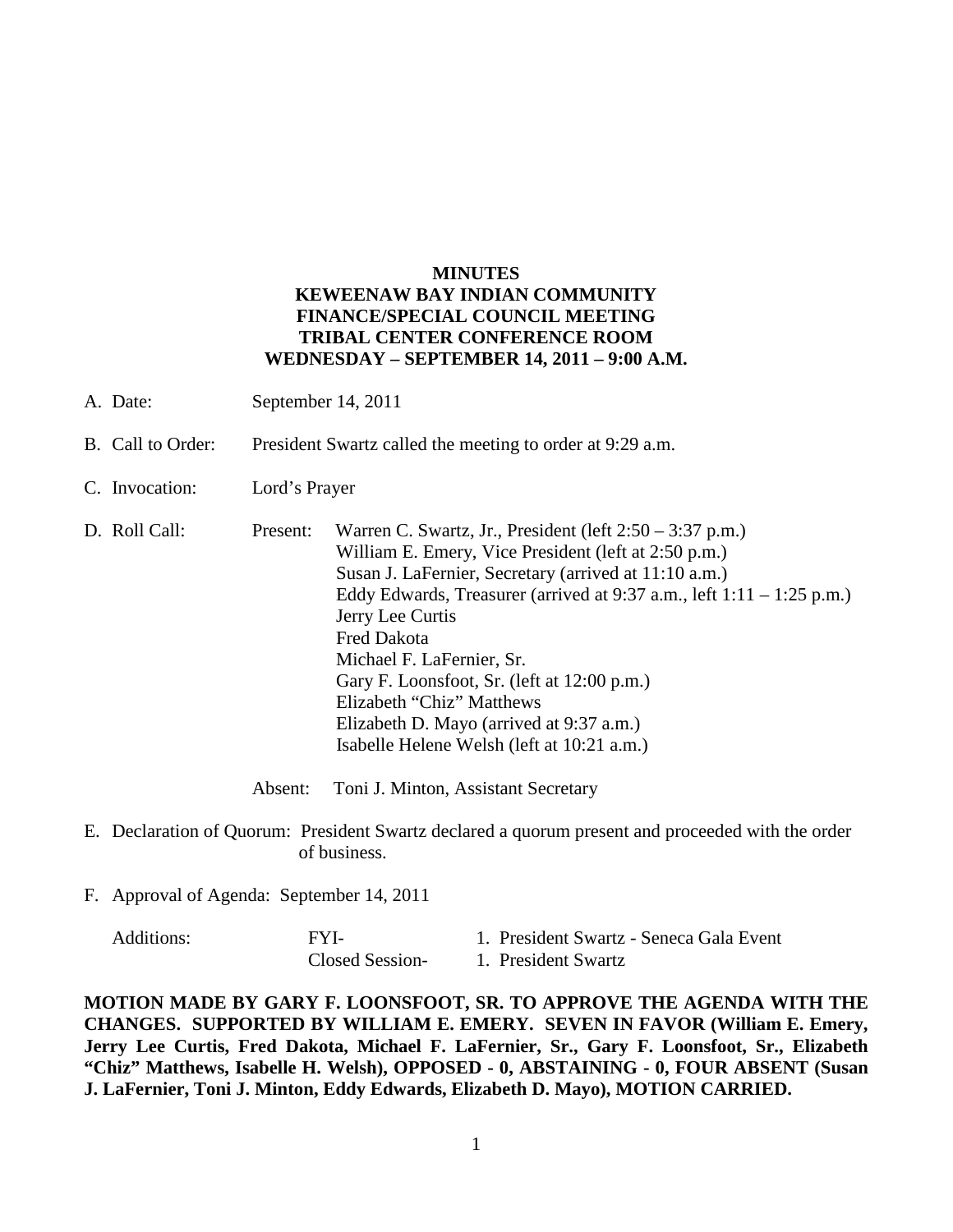# MINUTES
# KEWEENAW BAY INDIAN COMMUNITY
# FINANCE/SPECIAL COUNCIL MEETING
# TRIBAL CENTER CONFERENCE ROOM
# WEDNESDAY – SEPTEMBER 14, 2011 – 9:00 A.M.

A. Date: September 14, 2011

B. Call to Order: President Swartz called the meeting to order at 9:29 a.m.

C. Invocation: Lord's Prayer

D. Roll Call: Present:
   - Warren C. Swartz, Jr., President (left 2:50 – 3:37 p.m.)
   - William E. Emery, Vice President (left at 2:50 p.m.)
   - Susan J. LaFernier, Secretary (arrived at 11:10 a.m.)
   - Eddy Edwards, Treasurer (arrived at 9:37 a.m., left 1:11 – 1:25 p.m.)
   - Jerry Lee Curtis
   - Fred Dakota
   - Michael F. LaFernier, Sr.
   - Gary F. Loonsfoot, Sr. (left at 12:00 p.m.)
   - Elizabeth "Chiz" Matthews
   - Elizabeth D. Mayo (arrived at 9:37 a.m.)
   - Isabelle Helene Welsh (left at 10:21 a.m.)

   Absent: Toni J. Minton, Assistant Secretary

E. Declaration of Quorum: President Swartz declared a quorum present and proceeded with the order of business.

F. Approval of Agenda: September 14, 2011

   Additions:
   - FYI- 1. President Swartz - Seneca Gala Event
   - Closed Session- 1. President Swartz

**MOTION MADE BY GARY F. LOONSFOOT, SR. TO APPROVE THE AGENDA WITH THE CHANGES. SUPPORTED BY WILLIAM E. EMERY. SEVEN IN FAVOR (William E. Emery, Jerry Lee Curtis, Fred Dakota, Michael F. LaFernier, Sr., Gary F. Loonsfoot, Sr., Elizabeth "Chiz" Matthews, Isabelle H. Welsh), OPPOSED - 0, ABSTAINING - 0, FOUR ABSENT (Susan J. LaFernier, Toni J. Minton, Eddy Edwards, Elizabeth D. Mayo), MOTION CARRIED.**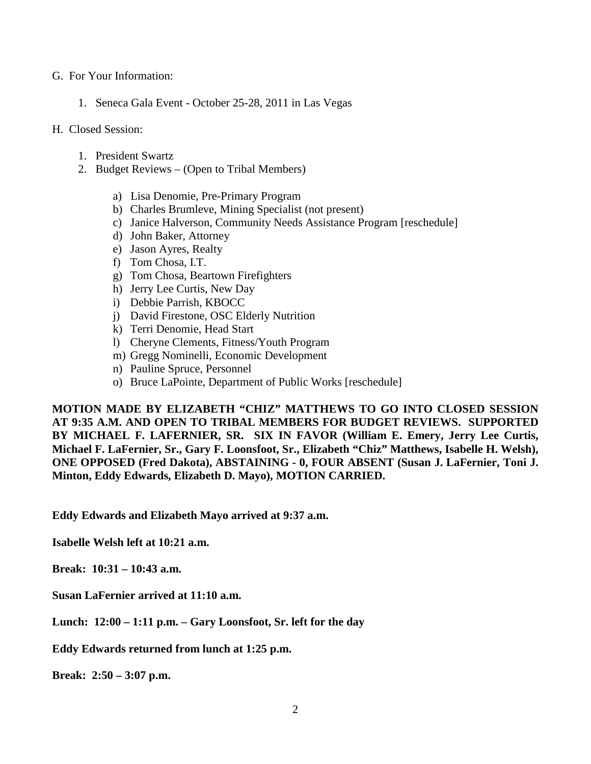G. For Your Information:

1. Seneca Gala Event - October 25-28, 2011 in Las Vegas

H. Closed Session:

1. President Swartz
2. Budget Reviews – (Open to Tribal Members)

    a) Lisa Denomie, Pre-Primary Program
    b) Charles Brumleve, Mining Specialist (not present)
    c) Janice Halverson, Community Needs Assistance Program [reschedule]
    d) John Baker, Attorney
    e) Jason Ayres, Realty
    f) Tom Chosa, I.T.
    g) Tom Chosa, Beartown Firefighters
    h) Jerry Lee Curtis, New Day
    i) Debbie Parrish, KBOCC
    j) David Firestone, OSC Elderly Nutrition
    k) Terri Denomie, Head Start
    l) Cheryne Clements, Fitness/Youth Program
    m) Gregg Nominelli, Economic Development
    n) Pauline Spruce, Personnel
    o) Bruce LaPointe, Department of Public Works [reschedule]

**MOTION MADE BY ELIZABETH "CHIZ" MATTHEWS TO GO INTO CLOSED SESSION AT 9:35 A.M. AND OPEN TO TRIBAL MEMBERS FOR BUDGET REVIEWS. SUPPORTED BY MICHAEL F. LAFERNIER, SR. SIX IN FAVOR (William E. Emery, Jerry Lee Curtis, Michael F. LaFernier, Sr., Gary F. Loonsfoot, Sr., Elizabeth "Chiz" Matthews, Isabelle H. Welsh), ONE OPPOSED (Fred Dakota), ABSTAINING - 0, FOUR ABSENT (Susan J. LaFernier, Toni J. Minton, Eddy Edwards, Elizabeth D. Mayo), MOTION CARRIED.**

**Eddy Edwards and Elizabeth Mayo arrived at 9:37 a.m.**

**Isabelle Welsh left at 10:21 a.m.**

**Break: 10:31 – 10:43 a.m.**

**Susan LaFernier arrived at 11:10 a.m.**

**Lunch: 12:00 – 1:11 p.m. – Gary Loonsfoot, Sr. left for the day**

**Eddy Edwards returned from lunch at 1:25 p.m.**

**Break: 2:50 – 3:07 p.m.**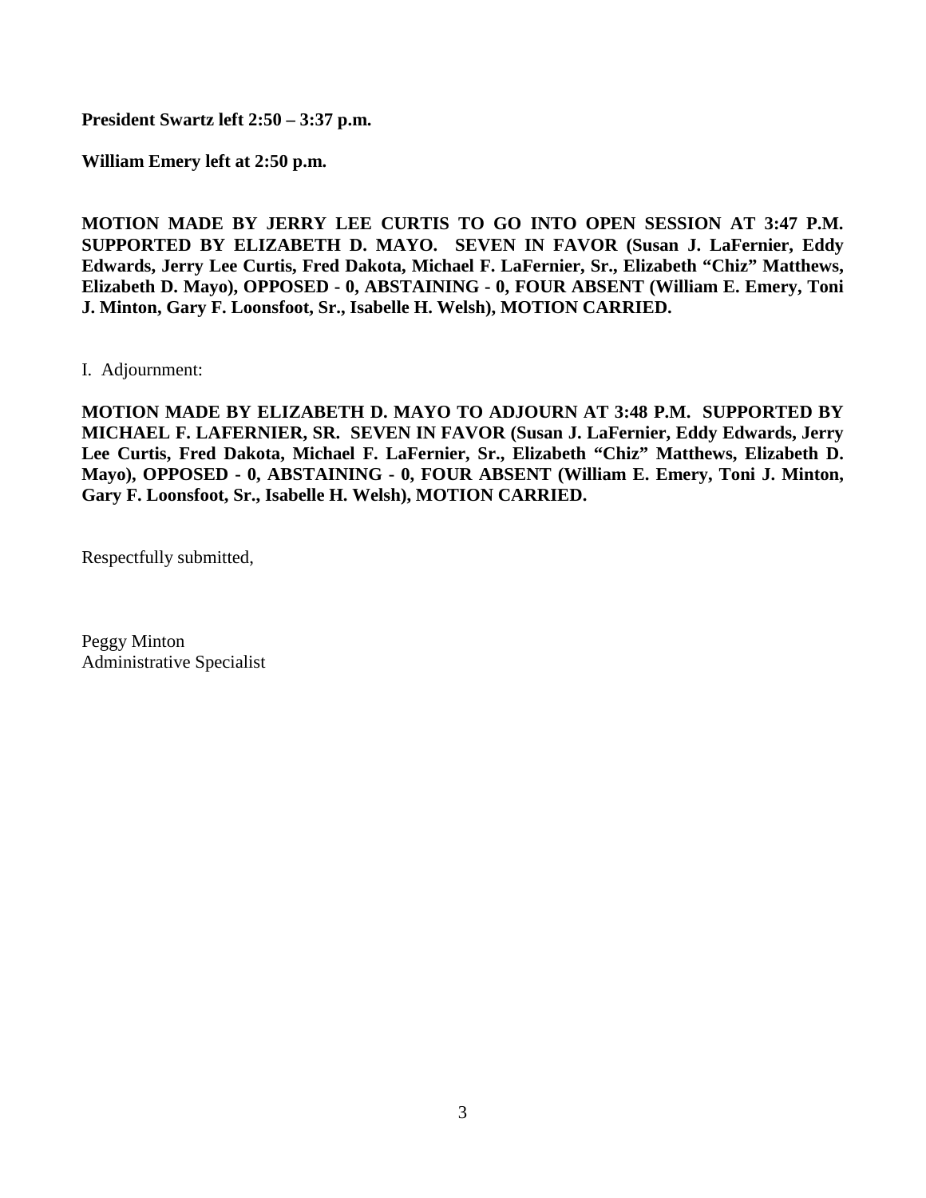**President Swartz left 2:50 – 3:37 p.m.**

**William Emery left at 2:50 p.m.**

**MOTION MADE BY JERRY LEE CURTIS TO GO INTO OPEN SESSION AT 3:47 P.M. SUPPORTED BY ELIZABETH D. MAYO. SEVEN IN FAVOR (Susan J. LaFernier, Eddy Edwards, Jerry Lee Curtis, Fred Dakota, Michael F. LaFernier, Sr., Elizabeth "Chiz" Matthews, Elizabeth D. Mayo), OPPOSED - 0, ABSTAINING - 0, FOUR ABSENT (William E. Emery, Toni J. Minton, Gary F. Loonsfoot, Sr., Isabelle H. Welsh), MOTION CARRIED.**

I. Adjournment:

**MOTION MADE BY ELIZABETH D. MAYO TO ADJOURN AT 3:48 P.M. SUPPORTED BY MICHAEL F. LAFERNIER, SR. SEVEN IN FAVOR (Susan J. LaFernier, Eddy Edwards, Jerry Lee Curtis, Fred Dakota, Michael F. LaFernier, Sr., Elizabeth "Chiz" Matthews, Elizabeth D. Mayo), OPPOSED - 0, ABSTAINING - 0, FOUR ABSENT (William E. Emery, Toni J. Minton, Gary F. Loonsfoot, Sr., Isabelle H. Welsh), MOTION CARRIED.**

Respectfully submitted,

Peggy Minton
Administrative Specialist